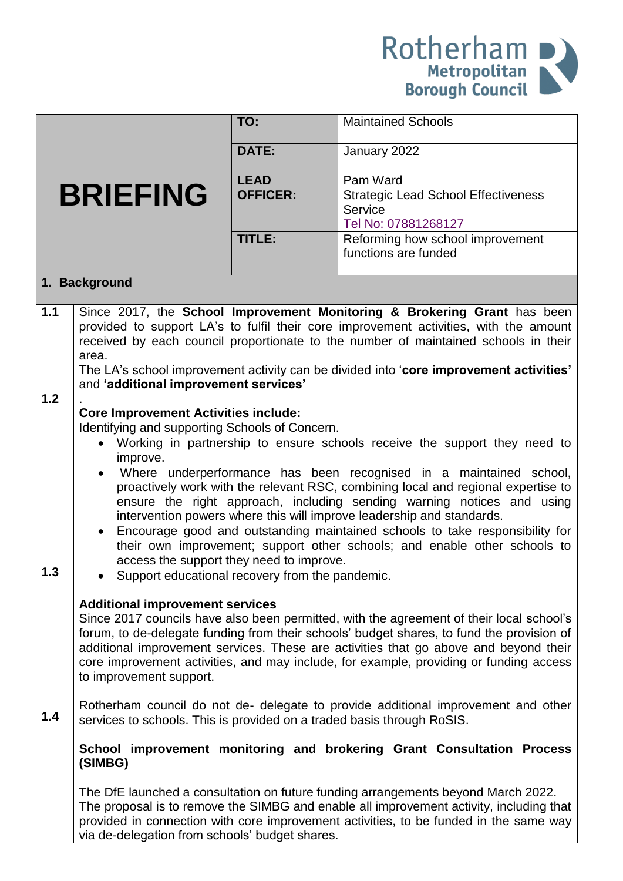Rotherham Metropolitan Borough Council

| BRIEFING | | |
|---|---|---|
| | **TO:** | Maintained Schools |
| | **DATE:** | January 2022 |
| | **LEAD OFFICER:** | Pam Ward<br>Strategic Lead School Effectiveness Service<br>Tel No: 07881268127 |
| | **TITLE:** | Reforming how school improvement functions are funded |

## 1. Background

**1.1** Since 2017, the **School Improvement Monitoring & Brokering Grant** has been provided to support LA's to fulfil their core improvement activities, with the amount received by each council proportionate to the number of maintained schools in their area.

The LA's school improvement activity can be divided into '**core improvement activities'** and **'additional improvement services'**

**1.2** .

**Core Improvement Activities include:**

Identifying and supporting Schools of Concern.

- Working in partnership to ensure schools receive the support they need to improve.
- Where underperformance has been recognised in a maintained school, proactively work with the relevant RSC, combining local and regional expertise to ensure the right approach, including sending warning notices and using intervention powers where this will improve leadership and standards.
- Encourage good and outstanding maintained schools to take responsibility for their own improvement; support other schools; and enable other schools to access the support they need to improve.
- Support educational recovery from the pandemic.

**1.3**

**Additional improvement services**

Since 2017 councils have also been permitted, with the agreement of their local school's forum, to de-delegate funding from their schools' budget shares, to fund the provision of additional improvement services. These are activities that go above and beyond their core improvement activities, and may include, for example, providing or funding access to improvement support.

Rotherham council do not de- delegate to provide additional improvement and other services to schools. This is provided on a traded basis through RoSIS.

**1.4**

**School improvement monitoring and brokering Grant Consultation Process (SIMBG)**

The DfE launched a consultation on future funding arrangements beyond March 2022. The proposal is to remove the SIMBG and enable all improvement activity, including that provided in connection with core improvement activities, to be funded in the same way via de-delegation from schools' budget shares.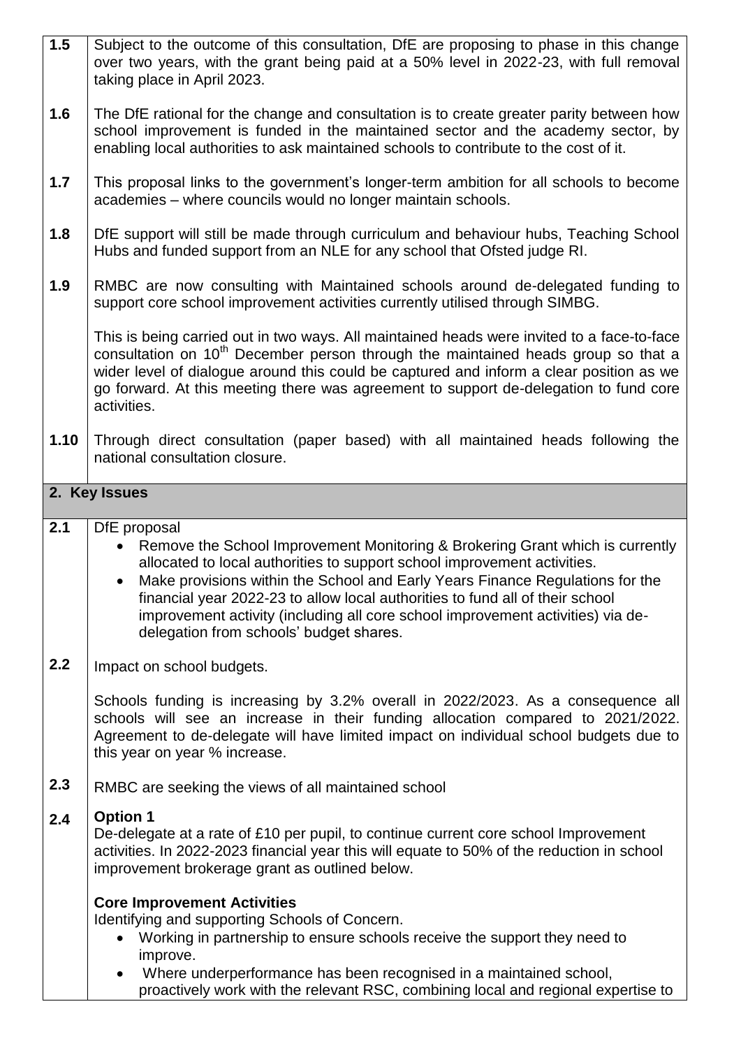**1.5** Subject to the outcome of this consultation, DfE are proposing to phase in this change over two years, with the grant being paid at a 50% level in 2022-23, with full removal taking place in April 2023.

**1.6** The DfE rational for the change and consultation is to create greater parity between how school improvement is funded in the maintained sector and the academy sector, by enabling local authorities to ask maintained schools to contribute to the cost of it.

**1.7** This proposal links to the government's longer-term ambition for all schools to become academies – where councils would no longer maintain schools.

**1.8** DfE support will still be made through curriculum and behaviour hubs, Teaching School Hubs and funded support from an NLE for any school that Ofsted judge RI.

**1.9** RMBC are now consulting with Maintained schools around de-delegated funding to support core school improvement activities currently utilised through SIMBG.

This is being carried out in two ways. All maintained heads were invited to a face-to-face consultation on 10th December person through the maintained heads group so that a wider level of dialogue around this could be captured and inform a clear position as we go forward. At this meeting there was agreement to support de-delegation to fund core activities.

**1.10** Through direct consultation (paper based) with all maintained heads following the national consultation closure.

## 2. Key Issues

**2.1** DfE proposal

- Remove the School Improvement Monitoring & Brokering Grant which is currently allocated to local authorities to support school improvement activities.
- Make provisions within the School and Early Years Finance Regulations for the financial year 2022-23 to allow local authorities to fund all of their school improvement activity (including all core school improvement activities) via de-delegation from schools' budget shares.

**2.2** Impact on school budgets.

Schools funding is increasing by 3.2% overall in 2022/2023. As a consequence all schools will see an increase in their funding allocation compared to 2021/2022. Agreement to de-delegate will have limited impact on individual school budgets due to this year on year % increase.

**2.3** RMBC are seeking the views of all maintained school

**2.4** **Option 1**
De-delegate at a rate of £10 per pupil, to continue current core school Improvement activities. In 2022-2023 financial year this will equate to 50% of the reduction in school improvement brokerage grant as outlined below.

**Core Improvement Activities**
Identifying and supporting Schools of Concern.

- Working in partnership to ensure schools receive the support they need to improve.
- Where underperformance has been recognised in a maintained school, proactively work with the relevant RSC, combining local and regional expertise to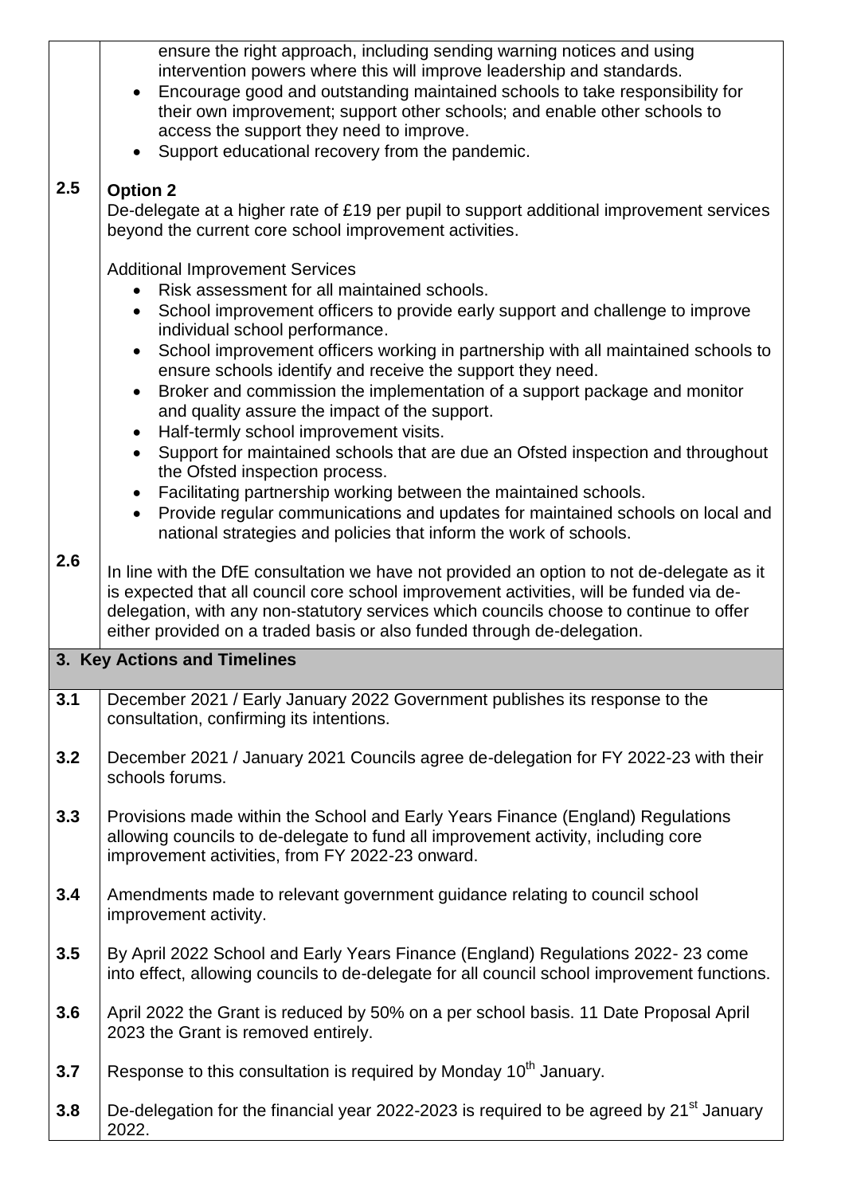| | |
|---|---|
| | ensure the right approach, including sending warning notices and using intervention powers where this will improve leadership and standards.<br>• Encourage good and outstanding maintained schools to take responsibility for their own improvement; support other schools; and enable other schools to access the support they need to improve.<br>• Support educational recovery from the pandemic. |
| 2.5 | **Option 2**<br>De-delegate at a higher rate of £19 per pupil to support additional improvement services beyond the current core school improvement activities.<br><br>Additional Improvement Services<br>• Risk assessment for all maintained schools.<br>• School improvement officers to provide early support and challenge to improve individual school performance.<br>• School improvement officers working in partnership with all maintained schools to ensure schools identify and receive the support they need.<br>• Broker and commission the implementation of a support package and monitor and quality assure the impact of the support.<br>• Half-termly school improvement visits.<br>• Support for maintained schools that are due an Ofsted inspection and throughout the Ofsted inspection process.<br>• Facilitating partnership working between the maintained schools.<br>• Provide regular communications and updates for maintained schools on local and national strategies and policies that inform the work of schools. |
| 2.6 | In line with the DfE consultation we have not provided an option to not de-delegate as it is expected that all council core school improvement activities, will be funded via de-delegation, with any non-statutory services which councils choose to continue to offer either provided on a traded basis or also funded through de-delegation. |
| **3. Key Actions and Timelines** | |
| 3.1 | December 2021 / Early January 2022 Government publishes its response to the consultation, confirming its intentions. |
| 3.2 | December 2021 / January 2021 Councils agree de-delegation for FY 2022-23 with their schools forums. |
| 3.3 | Provisions made within the School and Early Years Finance (England) Regulations allowing councils to de-delegate to fund all improvement activity, including core improvement activities, from FY 2022-23 onward. |
| 3.4 | Amendments made to relevant government guidance relating to council school improvement activity. |
| 3.5 | By April 2022 School and Early Years Finance (England) Regulations 2022- 23 come into effect, allowing councils to de-delegate for all council school improvement functions. |
| 3.6 | April 2022 the Grant is reduced by 50% on a per school basis. 11 Date Proposal April 2023 the Grant is removed entirely. |
| 3.7 | Response to this consultation is required by Monday 10th January. |
| 3.8 | De-delegation for the financial year 2022-2023 is required to be agreed by 21st January 2022. |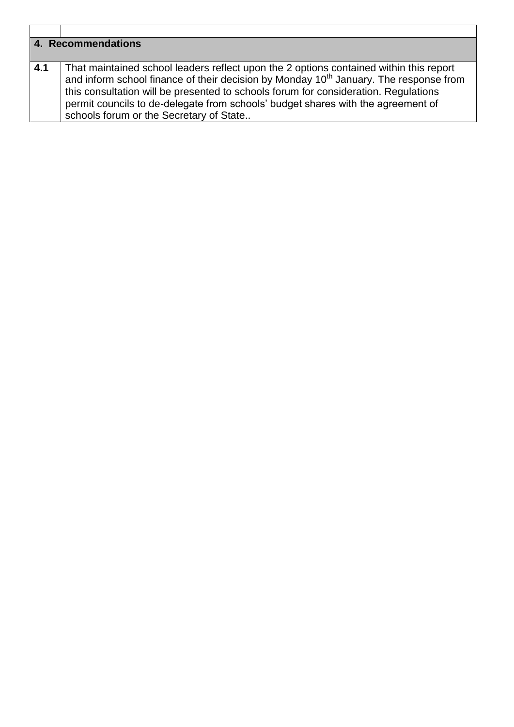| | |
|---|---|
| **4. Recommendations** | |
| **4.1** | That maintained school leaders reflect upon the 2 options contained within this report and inform school finance of their decision by Monday 10th January. The response from this consultation will be presented to schools forum for consideration. Regulations permit councils to de-delegate from schools' budget shares with the agreement of schools forum or the Secretary of State.. |